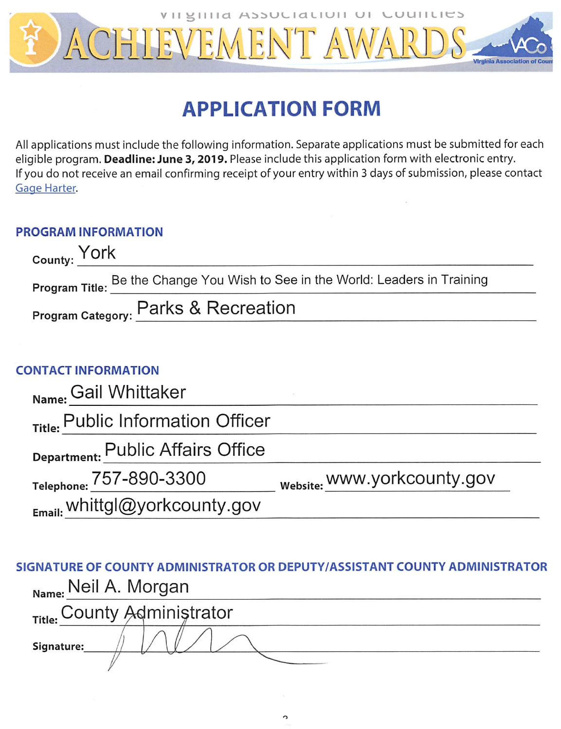Virginia Association of Counties

# ACHIEVEMENT AWARDS

## APPLICATION FORM

All applications must include the following information. Separate applications must be submitted for each eligible program. **Deadline: June 3, 2019.** Please include this application form with electronic entry. If you do not receive an email confirming receipt of your entry within 3 days of submission, please contact Gage Harter.

### PROGRAM INFORMATION

**County:** York

**Program Title:** Be the Change You Wish to See in the World: Leaders in Training

**Program Category:** Parks & Recreation

### CONTACT INFORMATION

**Name:** Gail Whittaker

**Title:** Public Information Officer

**Department:** Public Affairs Office

**Telephone:** 757-890-3300 **Website:** www.yorkcounty.gov

**Email:** whittgl@yorkcounty.gov

### SIGNATURE OF COUNTY ADMINISTRATOR OR DEPUTY/ASSISTANT COUNTY ADMINISTRATOR

**Name:** Neil A. Morgan

**Title:** County Administrator

**Signature:**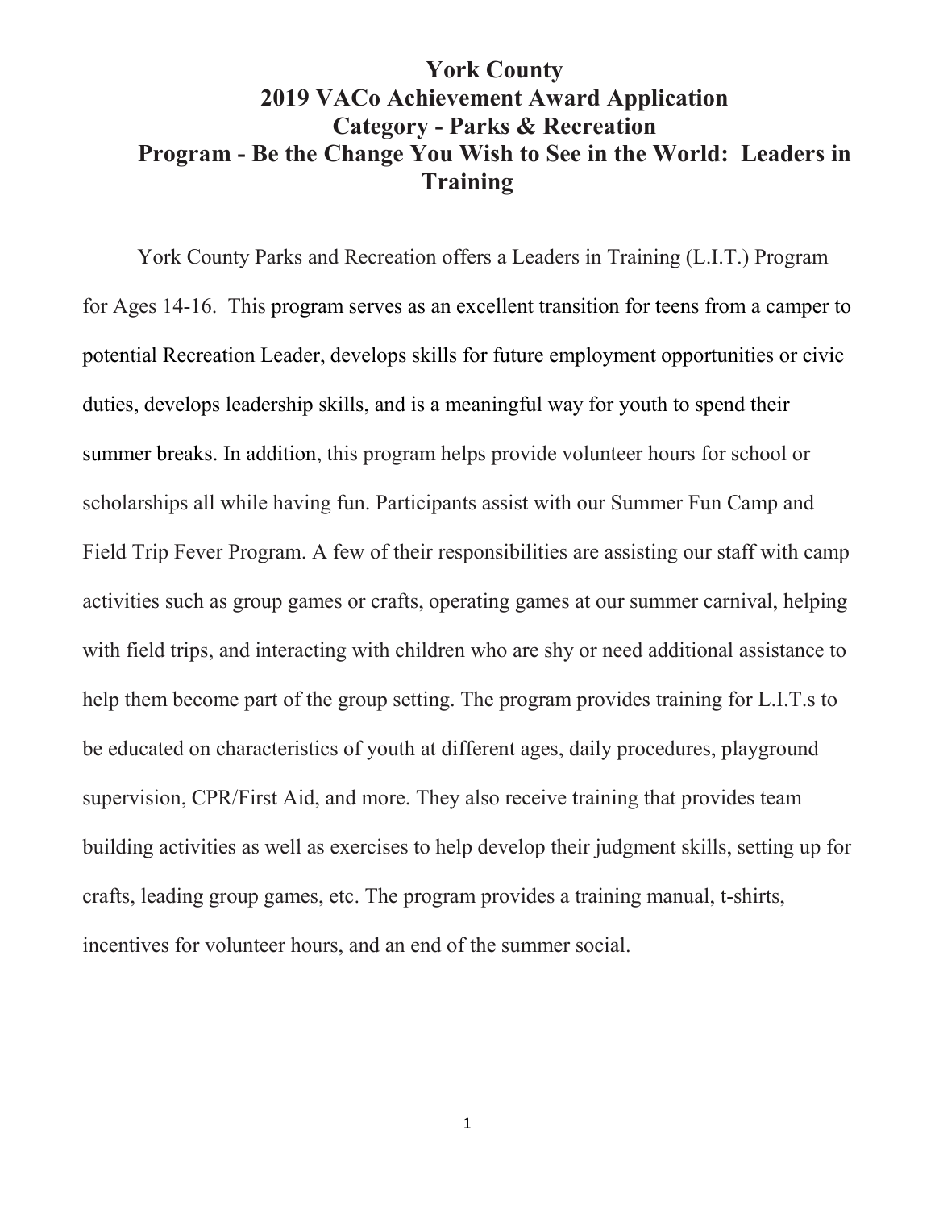# York County
# 2019 VACo Achievement Award Application
## Category - Parks & Recreation
## Program - Be the Change You Wish to See in the World: Leaders in Training

York County Parks and Recreation offers a Leaders in Training (L.I.T.) Program for Ages 14-16. This program serves as an excellent transition for teens from a camper to potential Recreation Leader, develops skills for future employment opportunities or civic duties, develops leadership skills, and is a meaningful way for youth to spend their summer breaks. In addition, this program helps provide volunteer hours for school or scholarships all while having fun. Participants assist with our Summer Fun Camp and Field Trip Fever Program. A few of their responsibilities are assisting our staff with camp activities such as group games or crafts, operating games at our summer carnival, helping with field trips, and interacting with children who are shy or need additional assistance to help them become part of the group setting. The program provides training for L.I.T.s to be educated on characteristics of youth at different ages, daily procedures, playground supervision, CPR/First Aid, and more. They also receive training that provides team building activities as well as exercises to help develop their judgment skills, setting up for crafts, leading group games, etc. The program provides a training manual, t-shirts, incentives for volunteer hours, and an end of the summer social.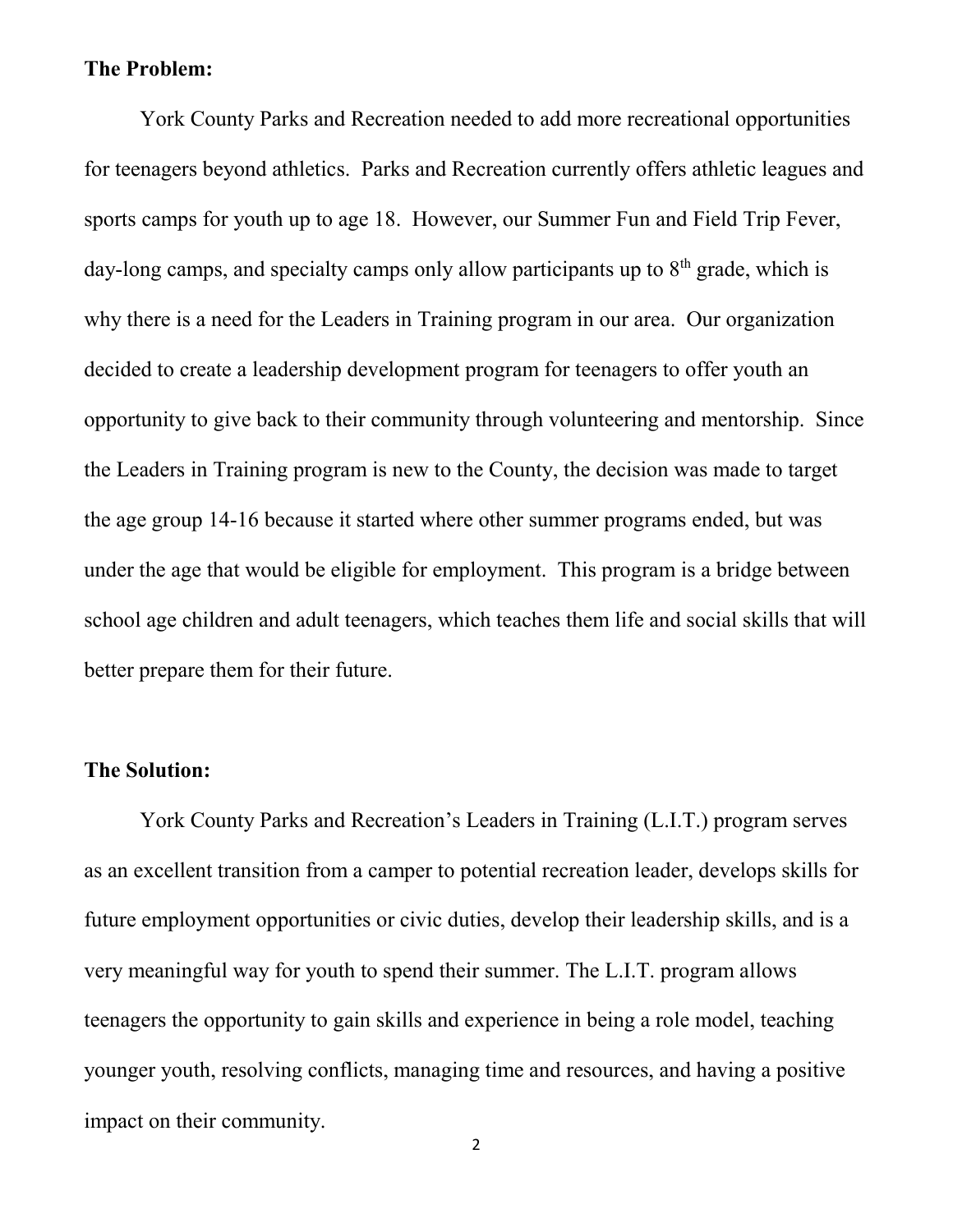**The Problem:**

York County Parks and Recreation needed to add more recreational opportunities for teenagers beyond athletics. Parks and Recreation currently offers athletic leagues and sports camps for youth up to age 18. However, our Summer Fun and Field Trip Fever, day-long camps, and specialty camps only allow participants up to 8th grade, which is why there is a need for the Leaders in Training program in our area. Our organization decided to create a leadership development program for teenagers to offer youth an opportunity to give back to their community through volunteering and mentorship. Since the Leaders in Training program is new to the County, the decision was made to target the age group 14-16 because it started where other summer programs ended, but was under the age that would be eligible for employment. This program is a bridge between school age children and adult teenagers, which teaches them life and social skills that will better prepare them for their future.

**The Solution:**

York County Parks and Recreation's Leaders in Training (L.I.T.) program serves as an excellent transition from a camper to potential recreation leader, develops skills for future employment opportunities or civic duties, develop their leadership skills, and is a very meaningful way for youth to spend their summer. The L.I.T. program allows teenagers the opportunity to gain skills and experience in being a role model, teaching younger youth, resolving conflicts, managing time and resources, and having a positive impact on their community.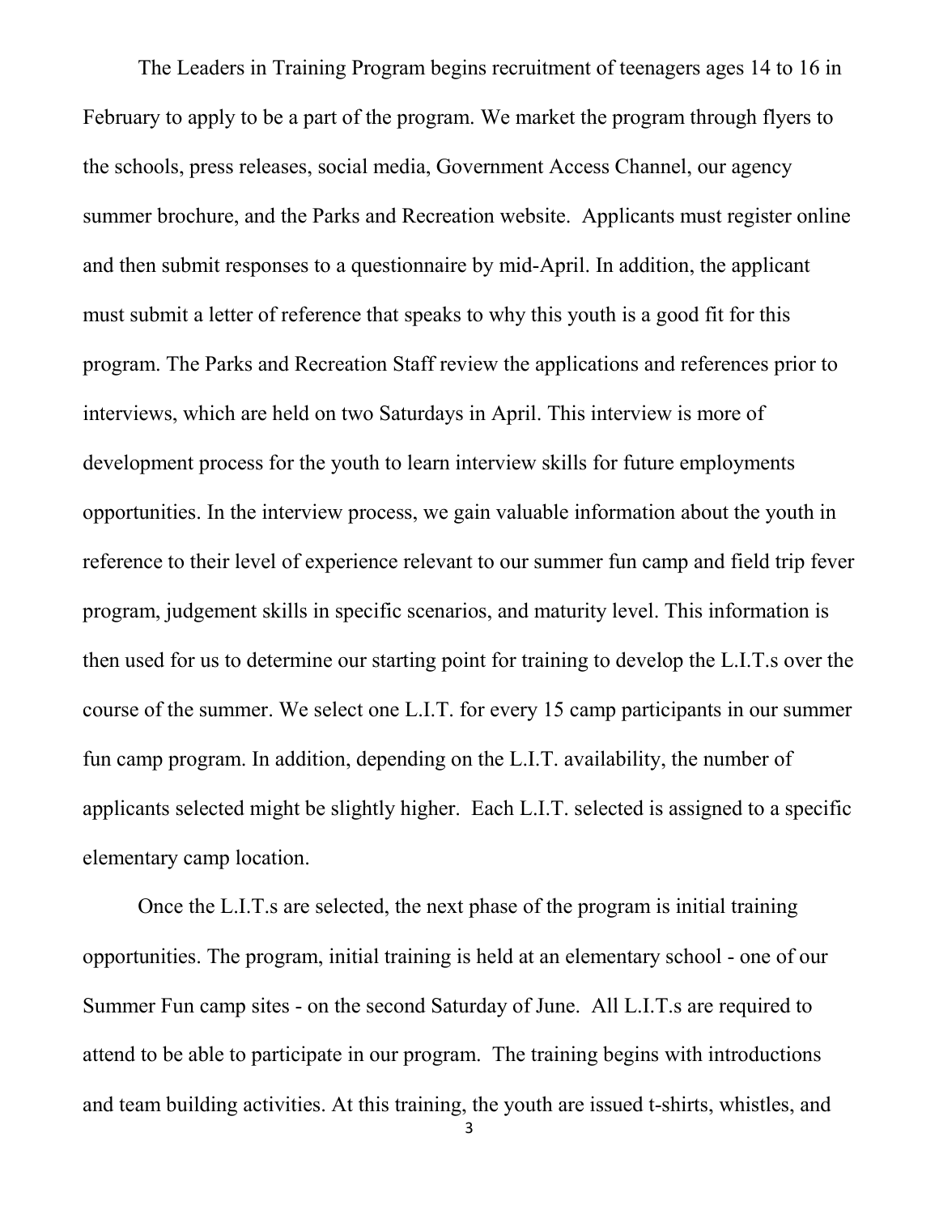The Leaders in Training Program begins recruitment of teenagers ages 14 to 16 in February to apply to be a part of the program. We market the program through flyers to the schools, press releases, social media, Government Access Channel, our agency summer brochure, and the Parks and Recreation website. Applicants must register online and then submit responses to a questionnaire by mid-April. In addition, the applicant must submit a letter of reference that speaks to why this youth is a good fit for this program. The Parks and Recreation Staff review the applications and references prior to interviews, which are held on two Saturdays in April. This interview is more of development process for the youth to learn interview skills for future employments opportunities. In the interview process, we gain valuable information about the youth in reference to their level of experience relevant to our summer fun camp and field trip fever program, judgement skills in specific scenarios, and maturity level. This information is then used for us to determine our starting point for training to develop the L.I.T.s over the course of the summer. We select one L.I.T. for every 15 camp participants in our summer fun camp program. In addition, depending on the L.I.T. availability, the number of applicants selected might be slightly higher. Each L.I.T. selected is assigned to a specific elementary camp location.

Once the L.I.T.s are selected, the next phase of the program is initial training opportunities. The program, initial training is held at an elementary school - one of our Summer Fun camp sites - on the second Saturday of June. All L.I.T.s are required to attend to be able to participate in our program. The training begins with introductions and team building activities. At this training, the youth are issued t-shirts, whistles, and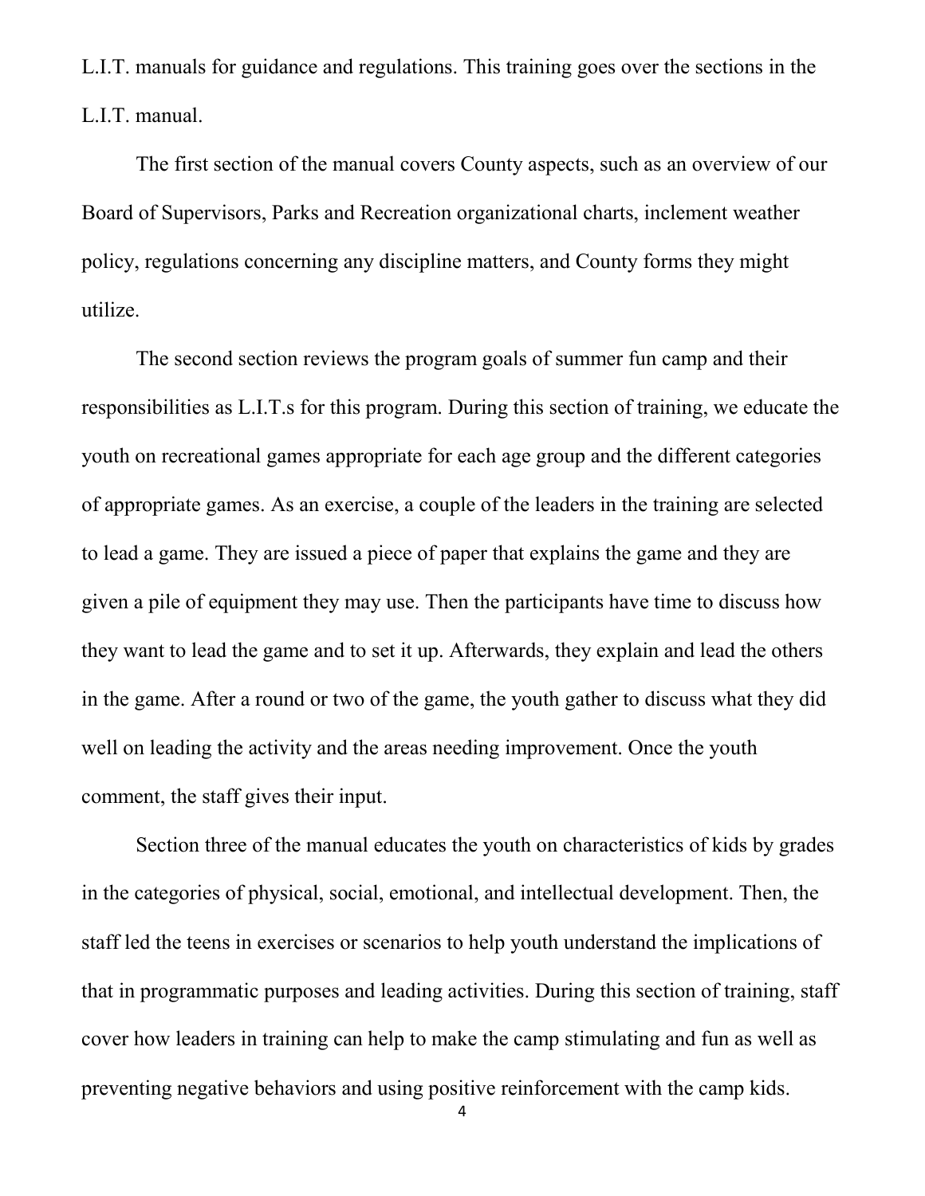L.I.T. manuals for guidance and regulations. This training goes over the sections in the L.I.T. manual.

The first section of the manual covers County aspects, such as an overview of our Board of Supervisors, Parks and Recreation organizational charts, inclement weather policy, regulations concerning any discipline matters, and County forms they might utilize.

The second section reviews the program goals of summer fun camp and their responsibilities as L.I.T.s for this program. During this section of training, we educate the youth on recreational games appropriate for each age group and the different categories of appropriate games. As an exercise, a couple of the leaders in the training are selected to lead a game. They are issued a piece of paper that explains the game and they are given a pile of equipment they may use. Then the participants have time to discuss how they want to lead the game and to set it up. Afterwards, they explain and lead the others in the game. After a round or two of the game, the youth gather to discuss what they did well on leading the activity and the areas needing improvement. Once the youth comment, the staff gives their input.

Section three of the manual educates the youth on characteristics of kids by grades in the categories of physical, social, emotional, and intellectual development. Then, the staff led the teens in exercises or scenarios to help youth understand the implications of that in programmatic purposes and leading activities. During this section of training, staff cover how leaders in training can help to make the camp stimulating and fun as well as preventing negative behaviors and using positive reinforcement with the camp kids.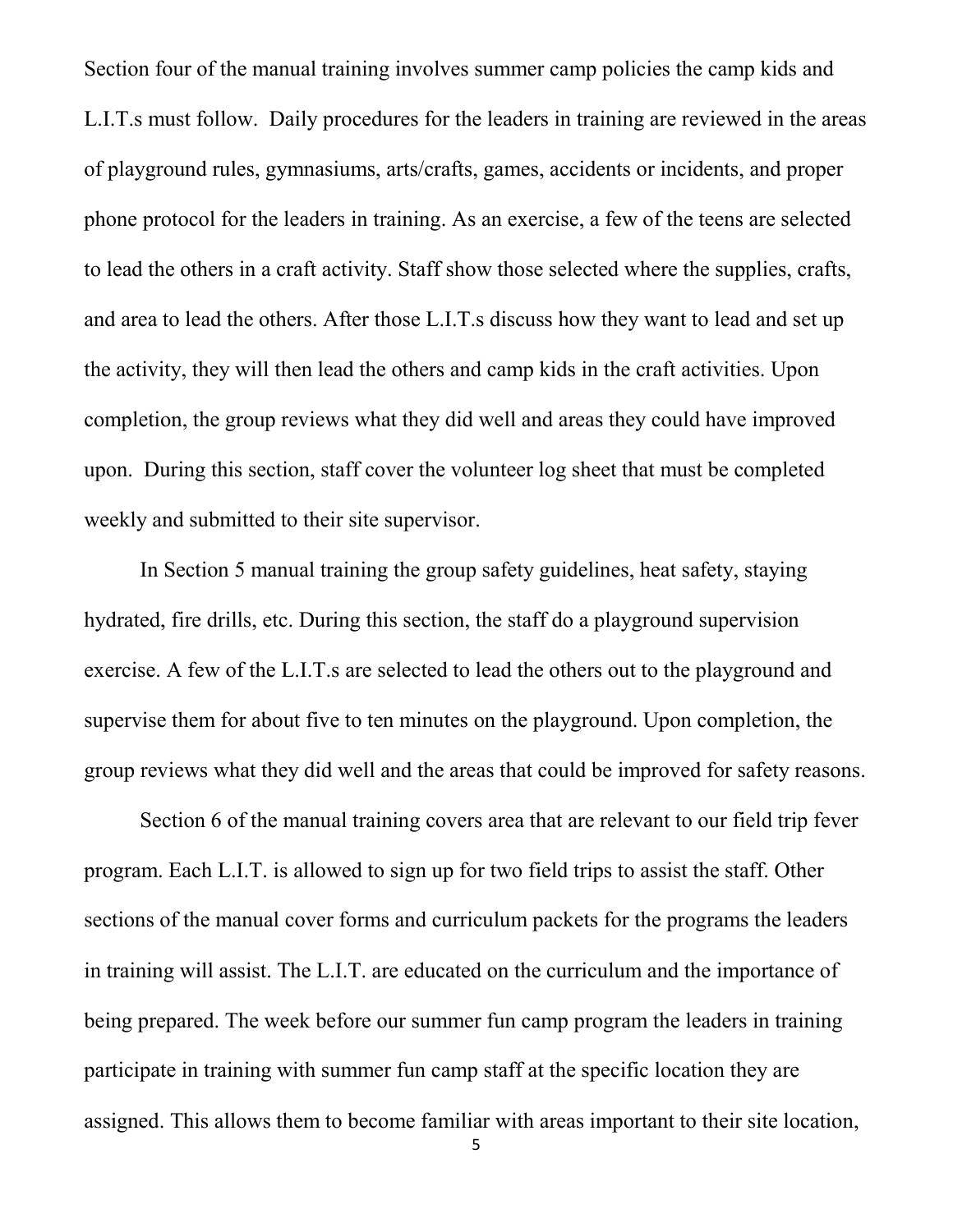Section four of the manual training involves summer camp policies the camp kids and L.I.T.s must follow. Daily procedures for the leaders in training are reviewed in the areas of playground rules, gymnasiums, arts/crafts, games, accidents or incidents, and proper phone protocol for the leaders in training. As an exercise, a few of the teens are selected to lead the others in a craft activity. Staff show those selected where the supplies, crafts, and area to lead the others. After those L.I.T.s discuss how they want to lead and set up the activity, they will then lead the others and camp kids in the craft activities. Upon completion, the group reviews what they did well and areas they could have improved upon. During this section, staff cover the volunteer log sheet that must be completed weekly and submitted to their site supervisor.

In Section 5 manual training the group safety guidelines, heat safety, staying hydrated, fire drills, etc. During this section, the staff do a playground supervision exercise. A few of the L.I.T.s are selected to lead the others out to the playground and supervise them for about five to ten minutes on the playground. Upon completion, the group reviews what they did well and the areas that could be improved for safety reasons.

Section 6 of the manual training covers area that are relevant to our field trip fever program. Each L.I.T. is allowed to sign up for two field trips to assist the staff. Other sections of the manual cover forms and curriculum packets for the programs the leaders in training will assist. The L.I.T. are educated on the curriculum and the importance of being prepared. The week before our summer fun camp program the leaders in training participate in training with summer fun camp staff at the specific location they are assigned. This allows them to become familiar with areas important to their site location,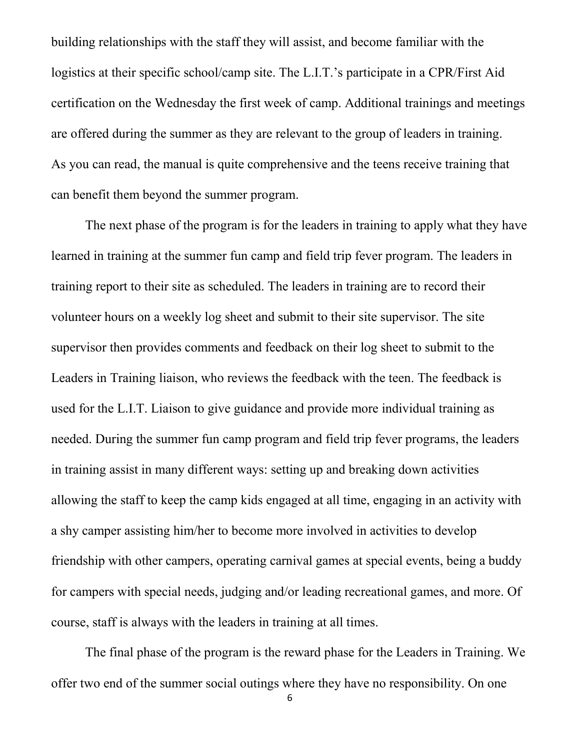building relationships with the staff they will assist, and become familiar with the logistics at their specific school/camp site. The L.I.T.'s participate in a CPR/First Aid certification on the Wednesday the first week of camp. Additional trainings and meetings are offered during the summer as they are relevant to the group of leaders in training. As you can read, the manual is quite comprehensive and the teens receive training that can benefit them beyond the summer program.

The next phase of the program is for the leaders in training to apply what they have learned in training at the summer fun camp and field trip fever program. The leaders in training report to their site as scheduled. The leaders in training are to record their volunteer hours on a weekly log sheet and submit to their site supervisor. The site supervisor then provides comments and feedback on their log sheet to submit to the Leaders in Training liaison, who reviews the feedback with the teen. The feedback is used for the L.I.T. Liaison to give guidance and provide more individual training as needed. During the summer fun camp program and field trip fever programs, the leaders in training assist in many different ways: setting up and breaking down activities allowing the staff to keep the camp kids engaged at all time, engaging in an activity with a shy camper assisting him/her to become more involved in activities to develop friendship with other campers, operating carnival games at special events, being a buddy for campers with special needs, judging and/or leading recreational games, and more. Of course, staff is always with the leaders in training at all times.

The final phase of the program is the reward phase for the Leaders in Training. We offer two end of the summer social outings where they have no responsibility. On one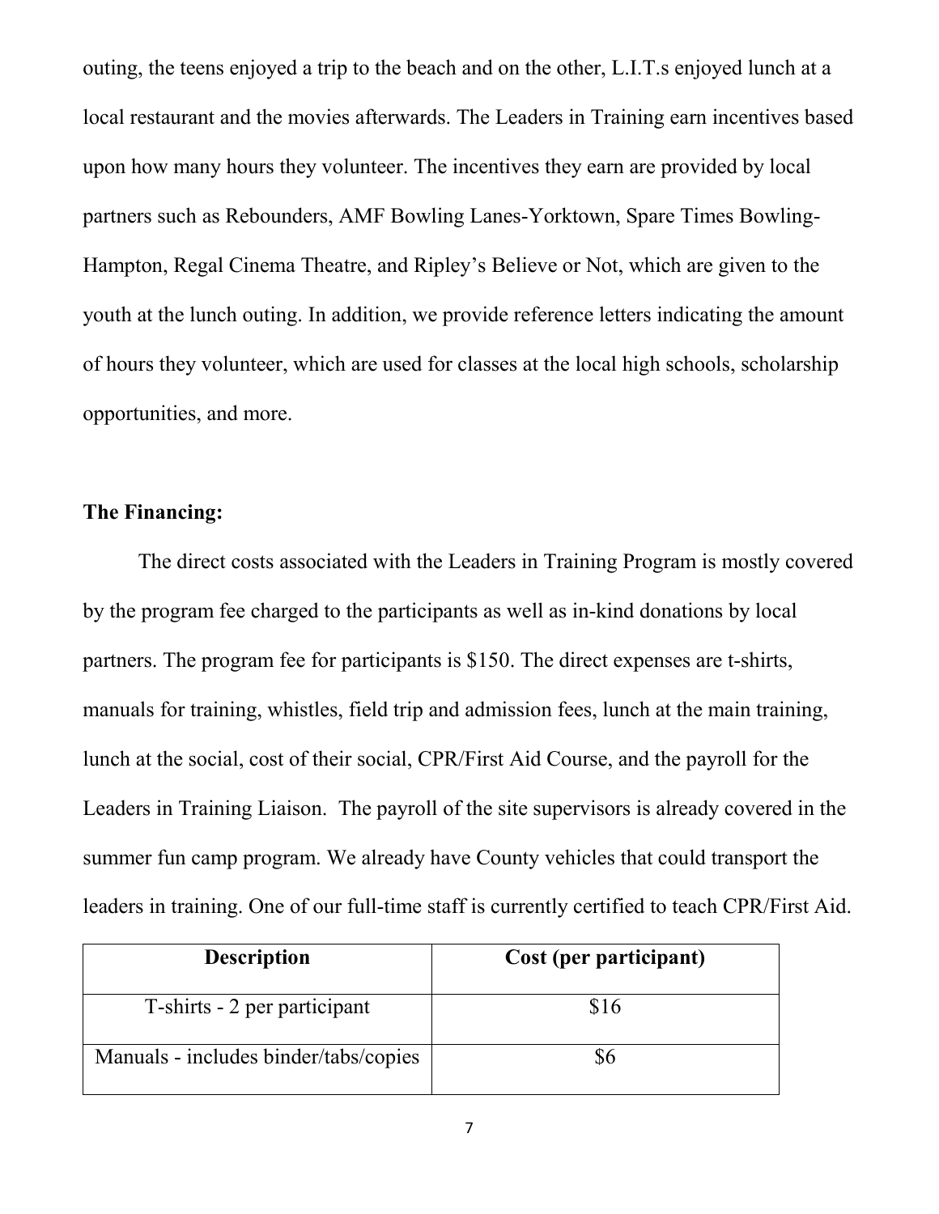outing, the teens enjoyed a trip to the beach and on the other, L.I.T.s enjoyed lunch at a local restaurant and the movies afterwards. The Leaders in Training earn incentives based upon how many hours they volunteer. The incentives they earn are provided by local partners such as Rebounders, AMF Bowling Lanes-Yorktown, Spare Times Bowling-Hampton, Regal Cinema Theatre, and Ripley's Believe or Not, which are given to the youth at the lunch outing. In addition, we provide reference letters indicating the amount of hours they volunteer, which are used for classes at the local high schools, scholarship opportunities, and more.

**The Financing:**

The direct costs associated with the Leaders in Training Program is mostly covered by the program fee charged to the participants as well as in-kind donations by local partners. The program fee for participants is $150. The direct expenses are t-shirts, manuals for training, whistles, field trip and admission fees, lunch at the main training, lunch at the social, cost of their social, CPR/First Aid Course, and the payroll for the Leaders in Training Liaison. The payroll of the site supervisors is already covered in the summer fun camp program. We already have County vehicles that could transport the leaders in training. One of our full-time staff is currently certified to teach CPR/First Aid.

| Description | Cost (per participant) |
| --- | --- |
| T-shirts - 2 per participant | $16 |
| Manuals - includes binder/tabs/copies | $6 |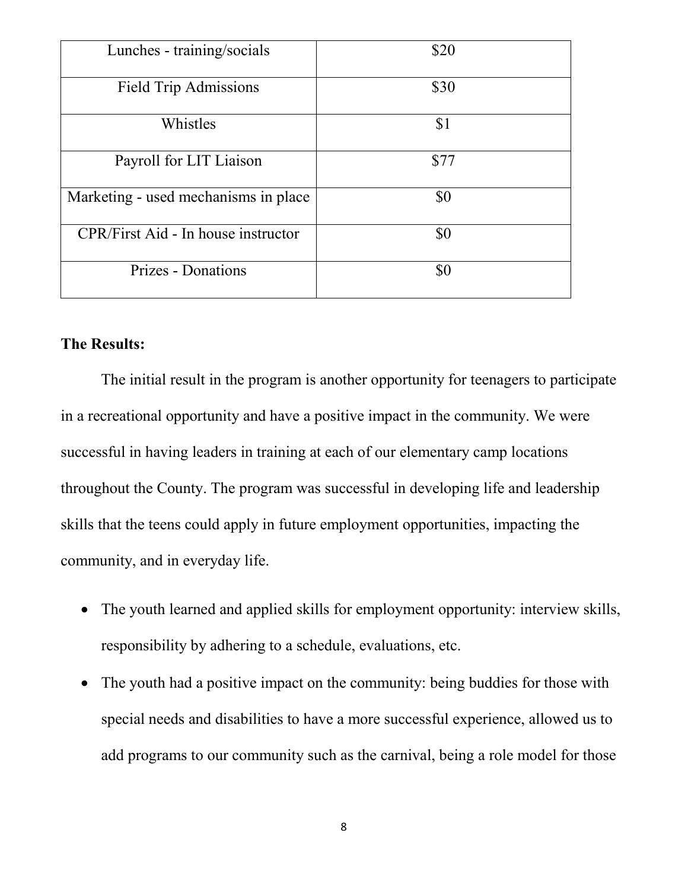| Lunches - training/socials | $20 |
|---|---|
| Field Trip Admissions | $30 |
| Whistles | $1 |
| Payroll for LIT Liaison | $77 |
| Marketing - used mechanisms in place | $0 |
| CPR/First Aid - In house instructor | $0 |
| Prizes - Donations | $0 |

**The Results:**

The initial result in the program is another opportunity for teenagers to participate in a recreational opportunity and have a positive impact in the community. We were successful in having leaders in training at each of our elementary camp locations throughout the County. The program was successful in developing life and leadership skills that the teens could apply in future employment opportunities, impacting the community, and in everyday life.

- The youth learned and applied skills for employment opportunity: interview skills, responsibility by adhering to a schedule, evaluations, etc.
- The youth had a positive impact on the community: being buddies for those with special needs and disabilities to have a more successful experience, allowed us to add programs to our community such as the carnival, being a role model for those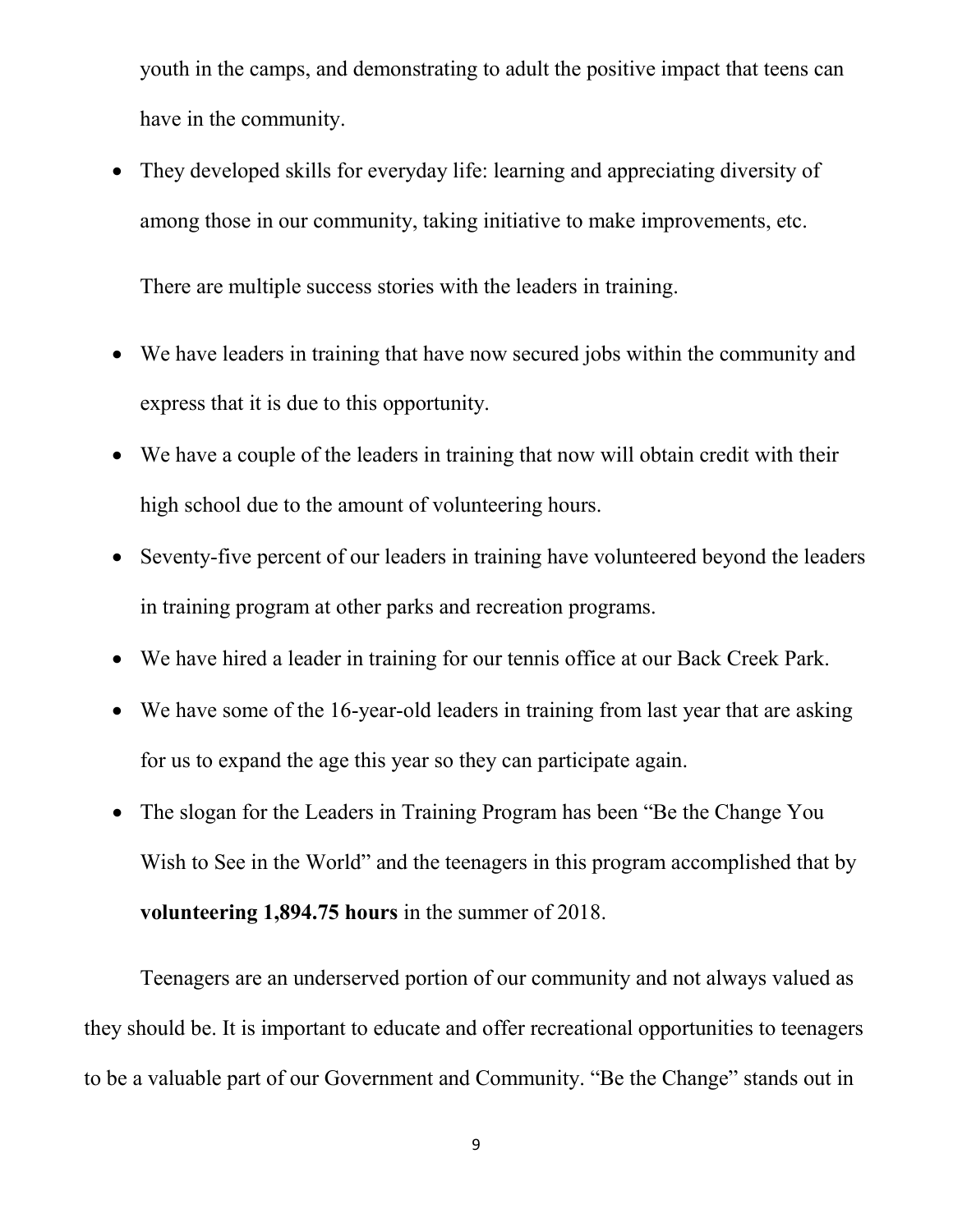youth in the camps, and demonstrating to adult the positive impact that teens can have in the community.

- They developed skills for everyday life: learning and appreciating diversity of among those in our community, taking initiative to make improvements, etc.

There are multiple success stories with the leaders in training.

- We have leaders in training that have now secured jobs within the community and express that it is due to this opportunity.
- We have a couple of the leaders in training that now will obtain credit with their high school due to the amount of volunteering hours.
- Seventy-five percent of our leaders in training have volunteered beyond the leaders in training program at other parks and recreation programs.
- We have hired a leader in training for our tennis office at our Back Creek Park.
- We have some of the 16-year-old leaders in training from last year that are asking for us to expand the age this year so they can participate again.
- The slogan for the Leaders in Training Program has been "Be the Change You Wish to See in the World" and the teenagers in this program accomplished that by **volunteering 1,894.75 hours** in the summer of 2018.

Teenagers are an underserved portion of our community and not always valued as they should be. It is important to educate and offer recreational opportunities to teenagers to be a valuable part of our Government and Community. "Be the Change" stands out in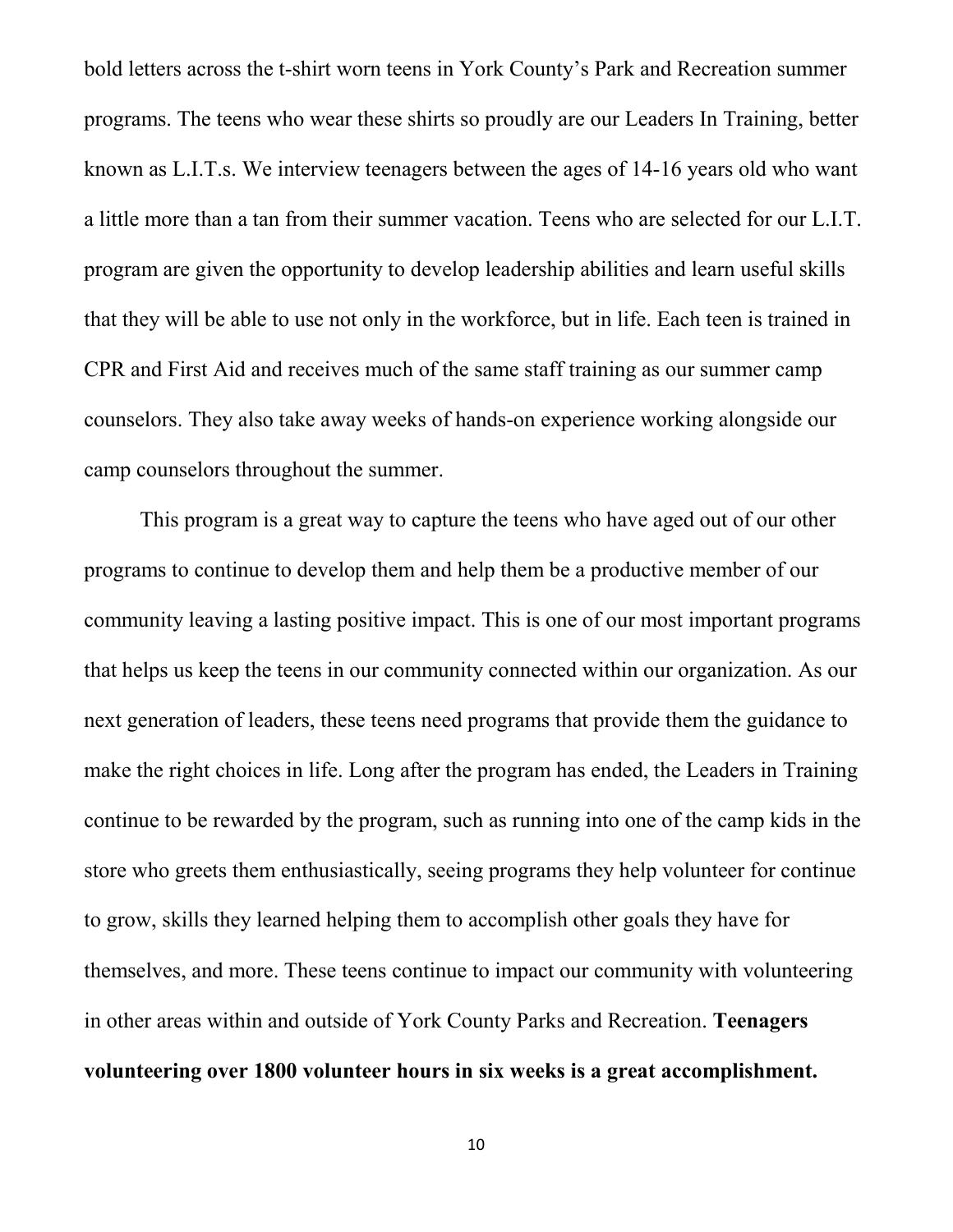bold letters across the t-shirt worn teens in York County's Park and Recreation summer programs. The teens who wear these shirts so proudly are our Leaders In Training, better known as L.I.T.s. We interview teenagers between the ages of 14-16 years old who want a little more than a tan from their summer vacation. Teens who are selected for our L.I.T. program are given the opportunity to develop leadership abilities and learn useful skills that they will be able to use not only in the workforce, but in life. Each teen is trained in CPR and First Aid and receives much of the same staff training as our summer camp counselors. They also take away weeks of hands-on experience working alongside our camp counselors throughout the summer.

This program is a great way to capture the teens who have aged out of our other programs to continue to develop them and help them be a productive member of our community leaving a lasting positive impact. This is one of our most important programs that helps us keep the teens in our community connected within our organization. As our next generation of leaders, these teens need programs that provide them the guidance to make the right choices in life. Long after the program has ended, the Leaders in Training continue to be rewarded by the program, such as running into one of the camp kids in the store who greets them enthusiastically, seeing programs they help volunteer for continue to grow, skills they learned helping them to accomplish other goals they have for themselves, and more. These teens continue to impact our community with volunteering in other areas within and outside of York County Parks and Recreation. **Teenagers volunteering over 1800 volunteer hours in six weeks is a great accomplishment.**